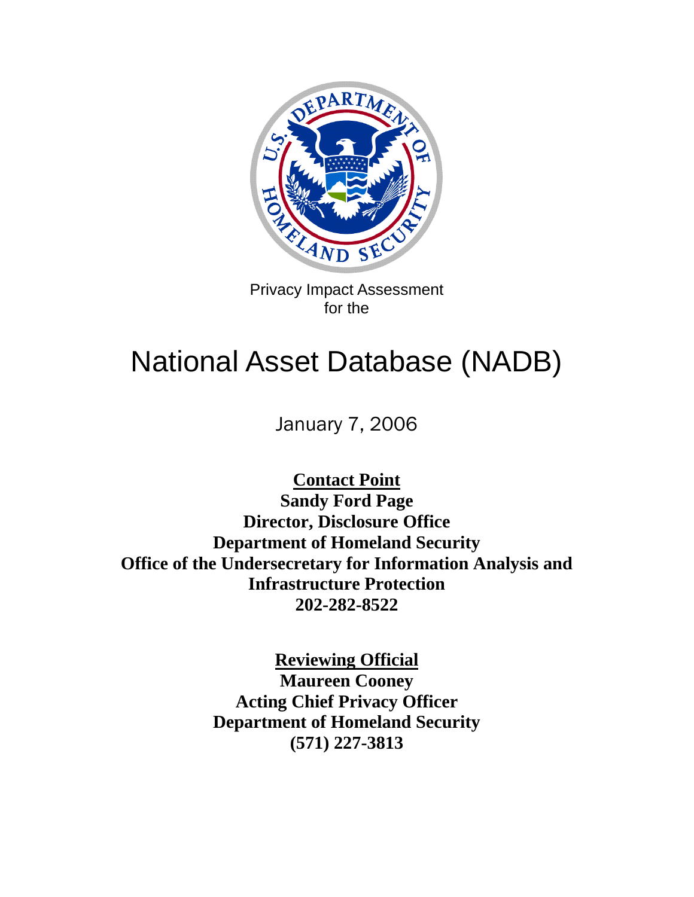Privacy Impact Assessment
for the

# National Asset Database (NADB)

January 7, 2006

**Contact Point**
**Sandy Ford Page**
**Director, Disclosure Office**
**Department of Homeland Security**
**Office of the Undersecretary for Information Analysis and Infrastructure Protection**
**202-282-8522**

**Reviewing Official**
**Maureen Cooney**
**Acting Chief Privacy Officer**
**Department of Homeland Security**
**(571) 227-3813**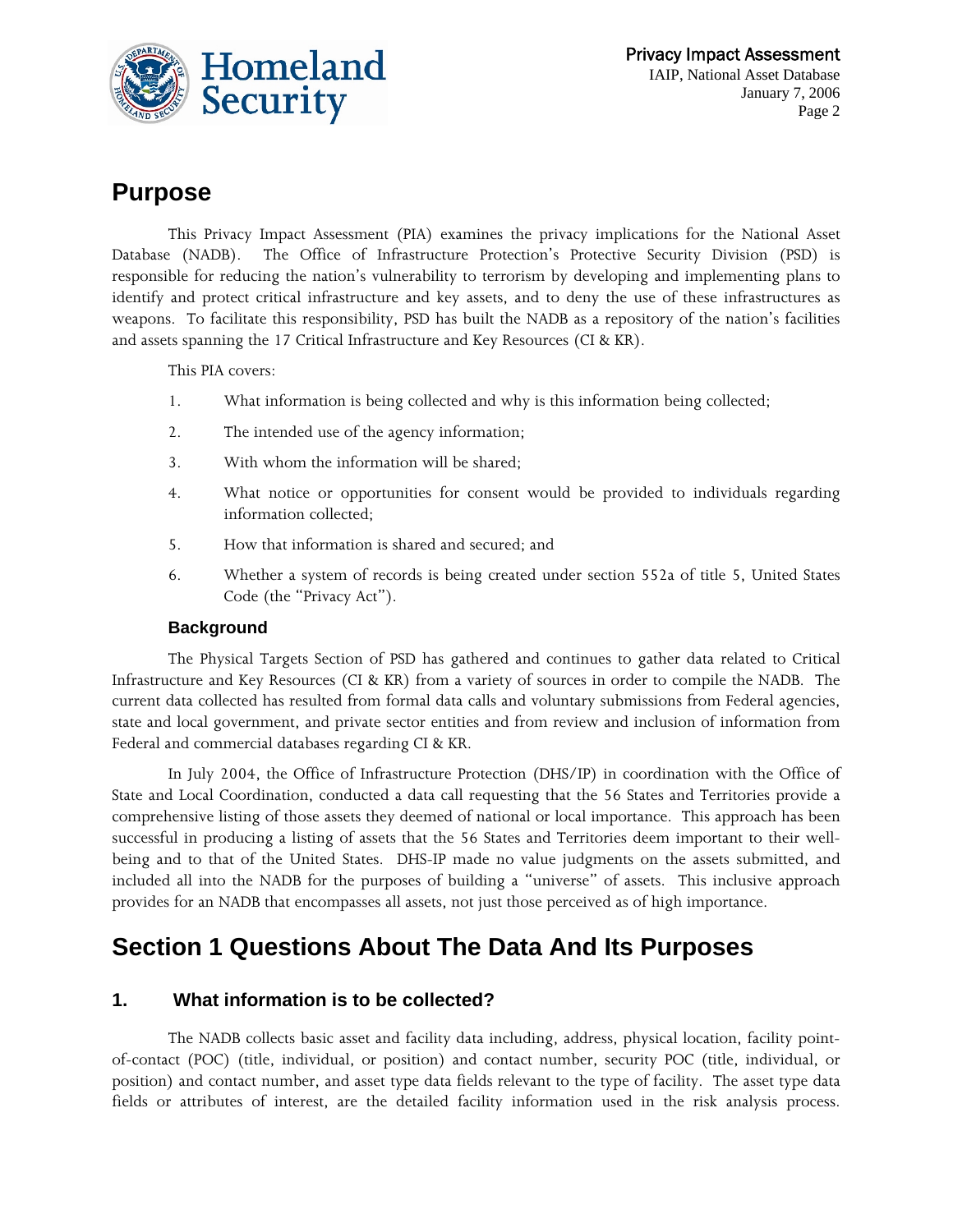# Purpose

This Privacy Impact Assessment (PIA) examines the privacy implications for the National Asset Database (NADB). The Office of Infrastructure Protection's Protective Security Division (PSD) is responsible for reducing the nation's vulnerability to terrorism by developing and implementing plans to identify and protect critical infrastructure and key assets, and to deny the use of these infrastructures as weapons. To facilitate this responsibility, PSD has built the NADB as a repository of the nation's facilities and assets spanning the 17 Critical Infrastructure and Key Resources (CI & KR).

This PIA covers:

1. What information is being collected and why is this information being collected;
2. The intended use of the agency information;
3. With whom the information will be shared;
4. What notice or opportunities for consent would be provided to individuals regarding information collected;
5. How that information is shared and secured; and
6. Whether a system of records is being created under section 552a of title 5, United States Code (the "Privacy Act").

### Background

The Physical Targets Section of PSD has gathered and continues to gather data related to Critical Infrastructure and Key Resources (CI & KR) from a variety of sources in order to compile the NADB. The current data collected has resulted from formal data calls and voluntary submissions from Federal agencies, state and local government, and private sector entities and from review and inclusion of information from Federal and commercial databases regarding CI & KR.

In July 2004, the Office of Infrastructure Protection (DHS/IP) in coordination with the Office of State and Local Coordination, conducted a data call requesting that the 56 States and Territories provide a comprehensive listing of those assets they deemed of national or local importance. This approach has been successful in producing a listing of assets that the 56 States and Territories deem important to their well-being and to that of the United States. DHS-IP made no value judgments on the assets submitted, and included all into the NADB for the purposes of building a "universe" of assets. This inclusive approach provides for an NADB that encompasses all assets, not just those perceived as of high importance.

# Section 1 Questions About The Data And Its Purposes

## 1. What information is to be collected?

The NADB collects basic asset and facility data including, address, physical location, facility point-of-contact (POC) (title, individual, or position) and contact number, security POC (title, individual, or position) and contact number, and asset type data fields relevant to the type of facility. The asset type data fields or attributes of interest, are the detailed facility information used in the risk analysis process.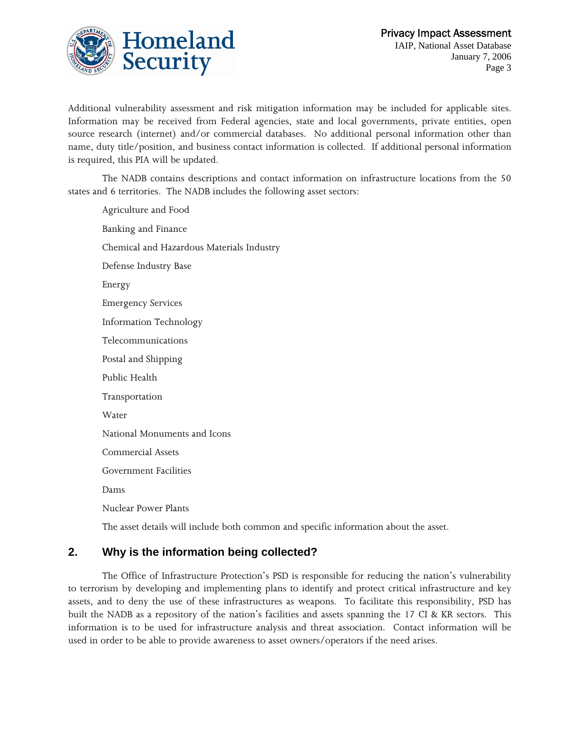Additional vulnerability assessment and risk mitigation information may be included for applicable sites. Information may be received from Federal agencies, state and local governments, private entities, open source research (internet) and/or commercial databases. No additional personal information other than name, duty title/position, and business contact information is collected. If additional personal information is required, this PIA will be updated.

The NADB contains descriptions and contact information on infrastructure locations from the 50 states and 6 territories. The NADB includes the following asset sectors:

Agriculture and Food

Banking and Finance

Chemical and Hazardous Materials Industry

Defense Industry Base

Energy

Emergency Services

Information Technology

Telecommunications

Postal and Shipping

Public Health

Transportation

Water

National Monuments and Icons

Commercial Assets

Government Facilities

Dams

Nuclear Power Plants

The asset details will include both common and specific information about the asset.

## 2. Why is the information being collected?

The Office of Infrastructure Protection's PSD is responsible for reducing the nation's vulnerability to terrorism by developing and implementing plans to identify and protect critical infrastructure and key assets, and to deny the use of these infrastructures as weapons. To facilitate this responsibility, PSD has built the NADB as a repository of the nation's facilities and assets spanning the 17 CI & KR sectors. This information is to be used for infrastructure analysis and threat association. Contact information will be used in order to be able to provide awareness to asset owners/operators if the need arises.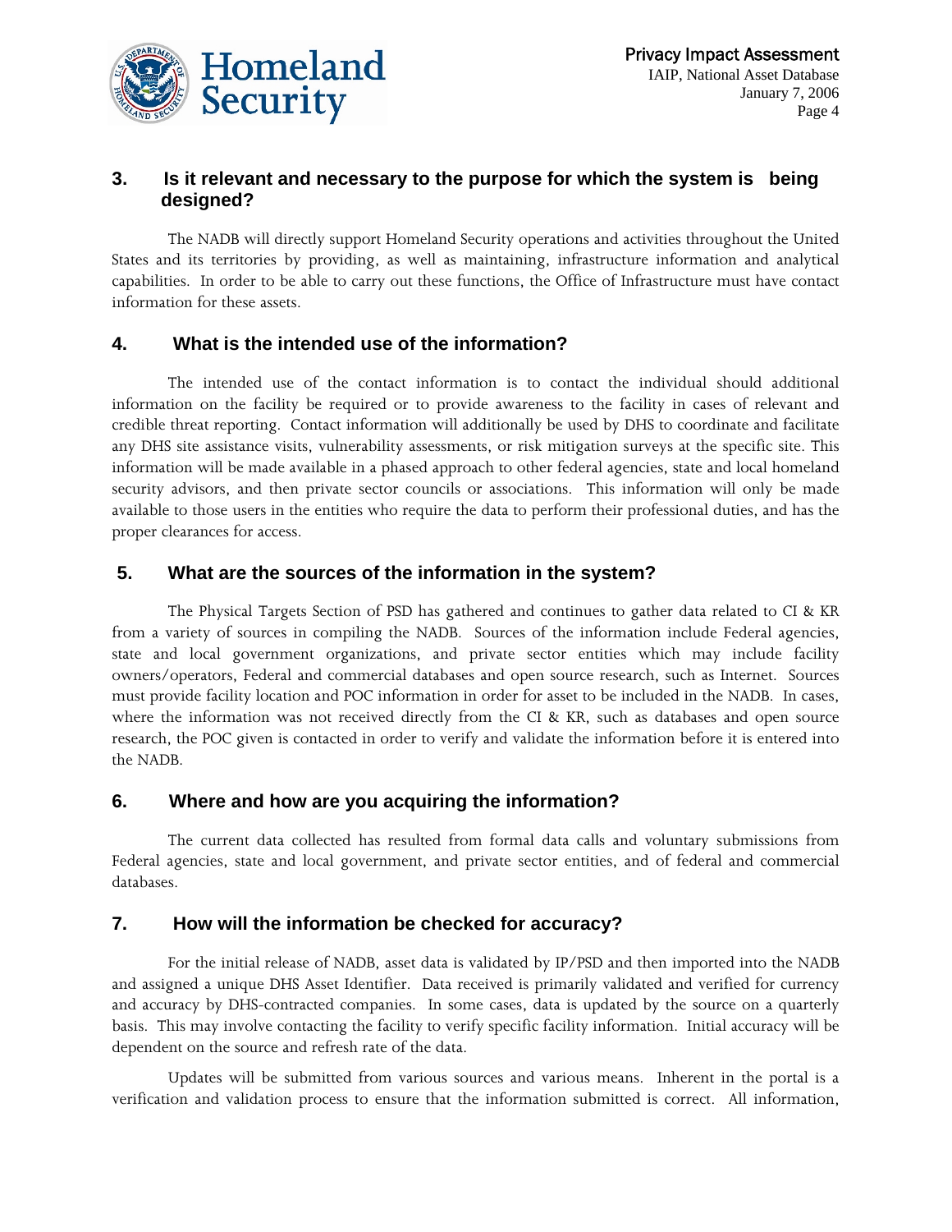### 3. Is it relevant and necessary to the purpose for which the system is being designed?

The NADB will directly support Homeland Security operations and activities throughout the United States and its territories by providing, as well as maintaining, infrastructure information and analytical capabilities. In order to be able to carry out these functions, the Office of Infrastructure must have contact information for these assets.

### 4. What is the intended use of the information?

The intended use of the contact information is to contact the individual should additional information on the facility be required or to provide awareness to the facility in cases of relevant and credible threat reporting. Contact information will additionally be used by DHS to coordinate and facilitate any DHS site assistance visits, vulnerability assessments, or risk mitigation surveys at the specific site. This information will be made available in a phased approach to other federal agencies, state and local homeland security advisors, and then private sector councils or associations. This information will only be made available to those users in the entities who require the data to perform their professional duties, and has the proper clearances for access.

### 5. What are the sources of the information in the system?

The Physical Targets Section of PSD has gathered and continues to gather data related to CI & KR from a variety of sources in compiling the NADB. Sources of the information include Federal agencies, state and local government organizations, and private sector entities which may include facility owners/operators, Federal and commercial databases and open source research, such as Internet. Sources must provide facility location and POC information in order for asset to be included in the NADB. In cases, where the information was not received directly from the CI & KR, such as databases and open source research, the POC given is contacted in order to verify and validate the information before it is entered into the NADB.

### 6. Where and how are you acquiring the information?

The current data collected has resulted from formal data calls and voluntary submissions from Federal agencies, state and local government, and private sector entities, and of federal and commercial databases.

### 7. How will the information be checked for accuracy?

For the initial release of NADB, asset data is validated by IP/PSD and then imported into the NADB and assigned a unique DHS Asset Identifier. Data received is primarily validated and verified for currency and accuracy by DHS-contracted companies. In some cases, data is updated by the source on a quarterly basis. This may involve contacting the facility to verify specific facility information. Initial accuracy will be dependent on the source and refresh rate of the data.

Updates will be submitted from various sources and various means. Inherent in the portal is a verification and validation process to ensure that the information submitted is correct. All information,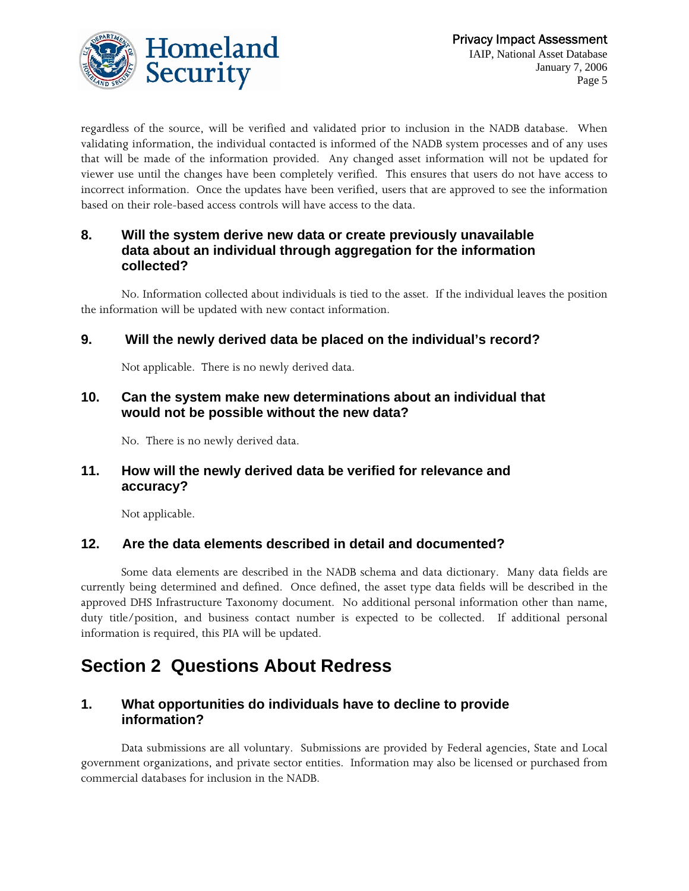regardless of the source, will be verified and validated prior to inclusion in the NADB database. When validating information, the individual contacted is informed of the NADB system processes and of any uses that will be made of the information provided. Any changed asset information will not be updated for viewer use until the changes have been completely verified. This ensures that users do not have access to incorrect information. Once the updates have been verified, users that are approved to see the information based on their role-based access controls will have access to the data.

### 8. Will the system derive new data or create previously unavailable data about an individual through aggregation for the information collected?

No. Information collected about individuals is tied to the asset. If the individual leaves the position the information will be updated with new contact information.

### 9. Will the newly derived data be placed on the individual's record?

Not applicable. There is no newly derived data.

### 10. Can the system make new determinations about an individual that would not be possible without the new data?

No. There is no newly derived data.

### 11. How will the newly derived data be verified for relevance and accuracy?

Not applicable.

### 12. Are the data elements described in detail and documented?

Some data elements are described in the NADB schema and data dictionary. Many data fields are currently being determined and defined. Once defined, the asset type data fields will be described in the approved DHS Infrastructure Taxonomy document. No additional personal information other than name, duty title/position, and business contact number is expected to be collected. If additional personal information is required, this PIA will be updated.

## Section 2 Questions About Redress

### 1. What opportunities do individuals have to decline to provide information?

Data submissions are all voluntary. Submissions are provided by Federal agencies, State and Local government organizations, and private sector entities. Information may also be licensed or purchased from commercial databases for inclusion in the NADB.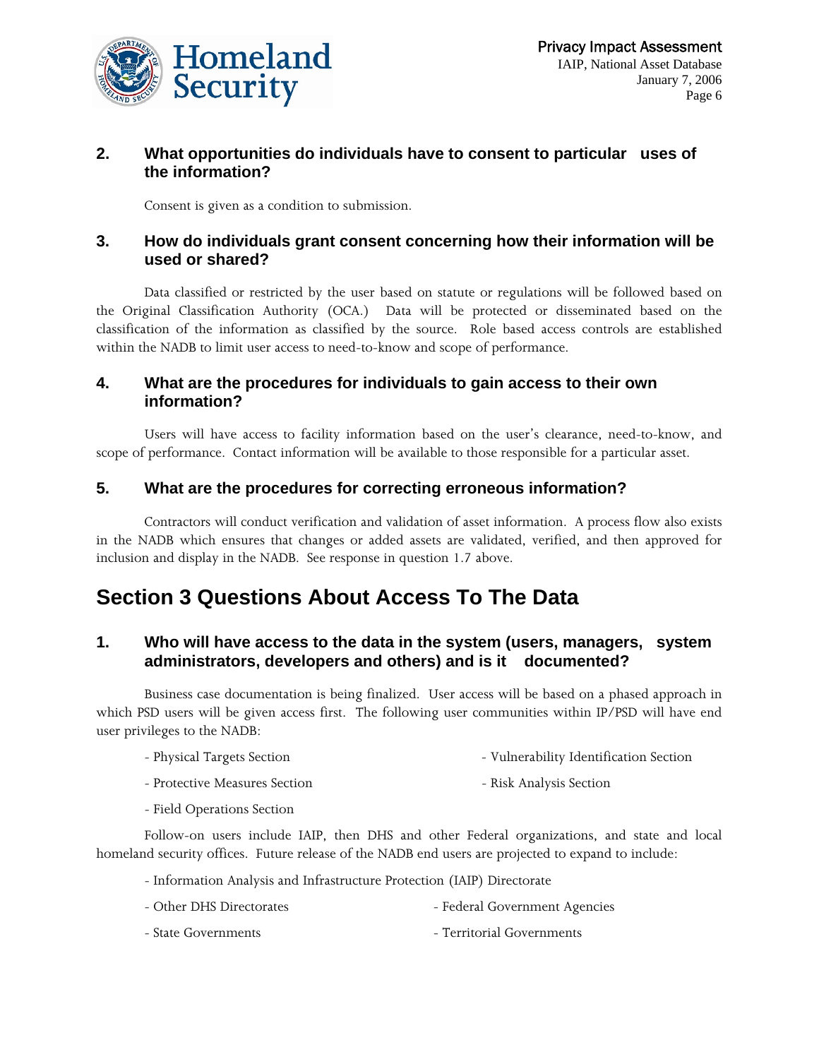### 2. What opportunities do individuals have to consent to particular uses of the information?

Consent is given as a condition to submission.

### 3. How do individuals grant consent concerning how their information will be used or shared?

Data classified or restricted by the user based on statute or regulations will be followed based on the Original Classification Authority (OCA.) Data will be protected or disseminated based on the classification of the information as classified by the source. Role based access controls are established within the NADB to limit user access to need-to-know and scope of performance.

### 4. What are the procedures for individuals to gain access to their own information?

Users will have access to facility information based on the user's clearance, need-to-know, and scope of performance. Contact information will be available to those responsible for a particular asset.

### 5. What are the procedures for correcting erroneous information?

Contractors will conduct verification and validation of asset information. A process flow also exists in the NADB which ensures that changes or added assets are validated, verified, and then approved for inclusion and display in the NADB. See response in question 1.7 above.

## Section 3 Questions About Access To The Data

### 1. Who will have access to the data in the system (users, managers, system administrators, developers and others) and is it documented?

Business case documentation is being finalized. User access will be based on a phased approach in which PSD users will be given access first. The following user communities within IP/PSD will have end user privileges to the NADB:

- Physical Targets Section
- Vulnerability Identification Section
- Protective Measures Section
- Risk Analysis Section
- Field Operations Section

Follow-on users include IAIP, then DHS and other Federal organizations, and state and local homeland security offices. Future release of the NADB end users are projected to expand to include:

- Information Analysis and Infrastructure Protection (IAIP) Directorate
- Other DHS Directorates
- Federal Government Agencies
- State Governments
- Territorial Governments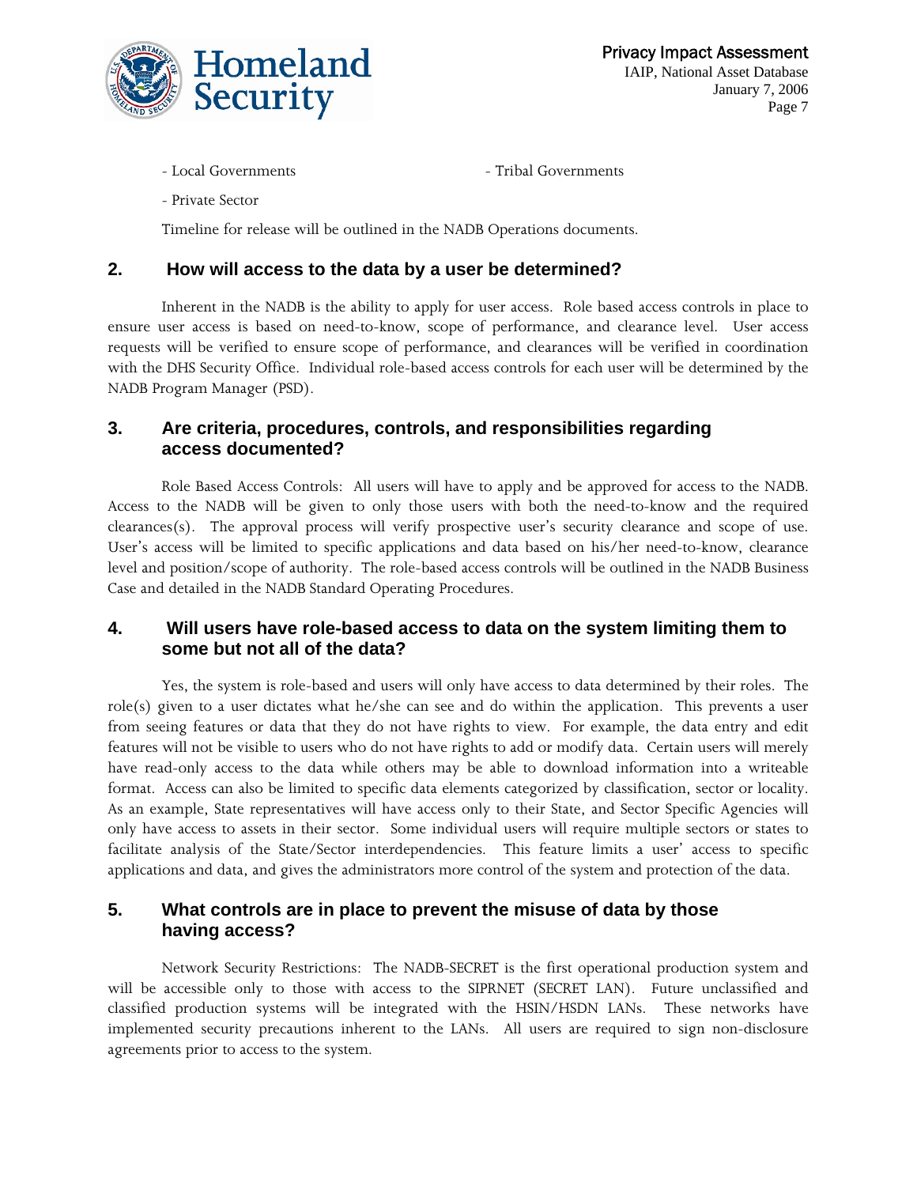- Local Governments
- Tribal Governments
- Private Sector

Timeline for release will be outlined in the NADB Operations documents.

## 2. How will access to the data by a user be determined?

Inherent in the NADB is the ability to apply for user access. Role based access controls in place to ensure user access is based on need-to-know, scope of performance, and clearance level. User access requests will be verified to ensure scope of performance, and clearances will be verified in coordination with the DHS Security Office. Individual role-based access controls for each user will be determined by the NADB Program Manager (PSD).

## 3. Are criteria, procedures, controls, and responsibilities regarding access documented?

Role Based Access Controls: All users will have to apply and be approved for access to the NADB. Access to the NADB will be given to only those users with both the need-to-know and the required clearances(s). The approval process will verify prospective user's security clearance and scope of use. User's access will be limited to specific applications and data based on his/her need-to-know, clearance level and position/scope of authority. The role-based access controls will be outlined in the NADB Business Case and detailed in the NADB Standard Operating Procedures.

## 4. Will users have role-based access to data on the system limiting them to some but not all of the data?

Yes, the system is role-based and users will only have access to data determined by their roles. The role(s) given to a user dictates what he/she can see and do within the application. This prevents a user from seeing features or data that they do not have rights to view. For example, the data entry and edit features will not be visible to users who do not have rights to add or modify data. Certain users will merely have read-only access to the data while others may be able to download information into a writeable format. Access can also be limited to specific data elements categorized by classification, sector or locality. As an example, State representatives will have access only to their State, and Sector Specific Agencies will only have access to assets in their sector. Some individual users will require multiple sectors or states to facilitate analysis of the State/Sector interdependencies. This feature limits a user' access to specific applications and data, and gives the administrators more control of the system and protection of the data.

## 5. What controls are in place to prevent the misuse of data by those having access?

Network Security Restrictions: The NADB-SECRET is the first operational production system and will be accessible only to those with access to the SIPRNET (SECRET LAN). Future unclassified and classified production systems will be integrated with the HSIN/HSDN LANs. These networks have implemented security precautions inherent to the LANs. All users are required to sign non-disclosure agreements prior to access to the system.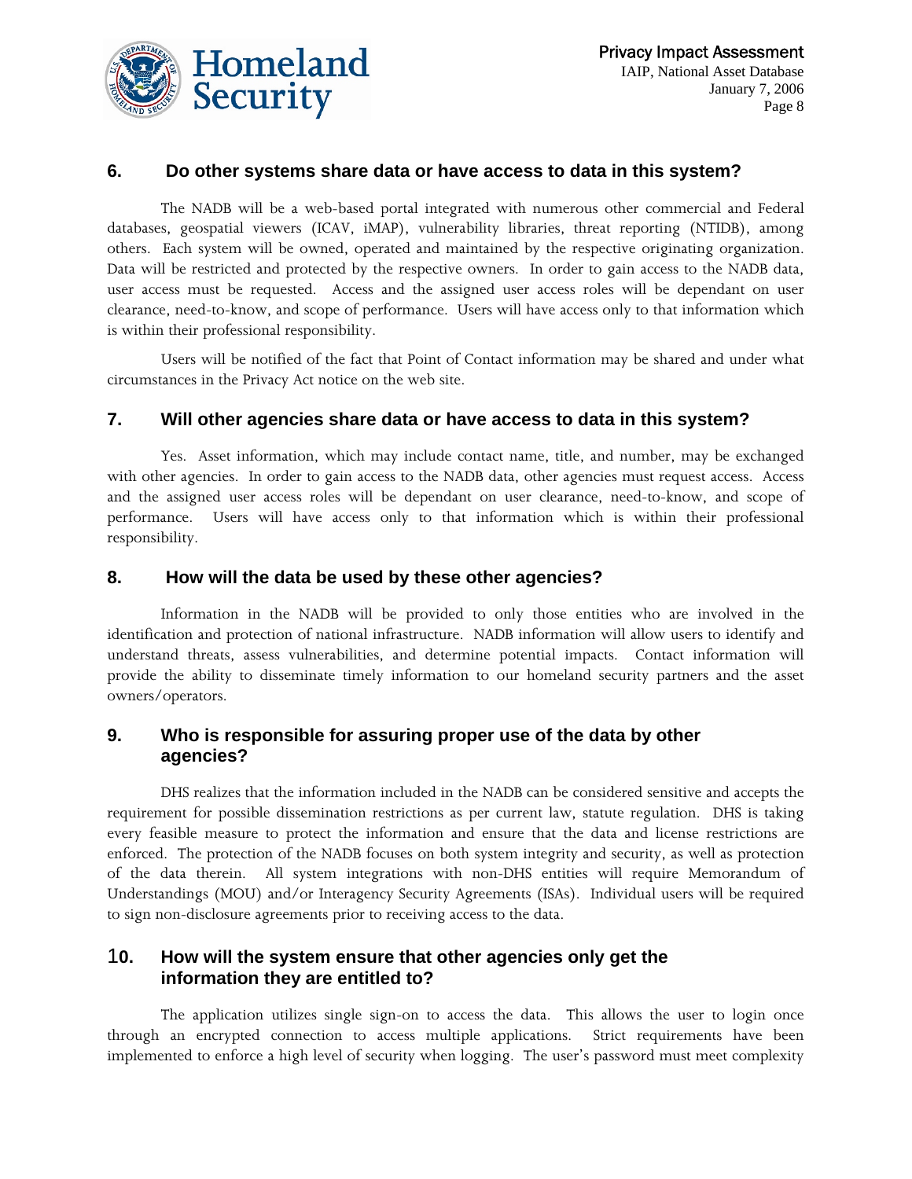## 6. Do other systems share data or have access to data in this system?

The NADB will be a web-based portal integrated with numerous other commercial and Federal databases, geospatial viewers (ICAV, iMAP), vulnerability libraries, threat reporting (NTIDB), among others. Each system will be owned, operated and maintained by the respective originating organization. Data will be restricted and protected by the respective owners. In order to gain access to the NADB data, user access must be requested. Access and the assigned user access roles will be dependant on user clearance, need-to-know, and scope of performance. Users will have access only to that information which is within their professional responsibility.

Users will be notified of the fact that Point of Contact information may be shared and under what circumstances in the Privacy Act notice on the web site.

## 7. Will other agencies share data or have access to data in this system?

Yes. Asset information, which may include contact name, title, and number, may be exchanged with other agencies. In order to gain access to the NADB data, other agencies must request access. Access and the assigned user access roles will be dependant on user clearance, need-to-know, and scope of performance. Users will have access only to that information which is within their professional responsibility.

## 8. How will the data be used by these other agencies?

Information in the NADB will be provided to only those entities who are involved in the identification and protection of national infrastructure. NADB information will allow users to identify and understand threats, assess vulnerabilities, and determine potential impacts. Contact information will provide the ability to disseminate timely information to our homeland security partners and the asset owners/operators.

## 9. Who is responsible for assuring proper use of the data by other agencies?

DHS realizes that the information included in the NADB can be considered sensitive and accepts the requirement for possible dissemination restrictions as per current law, statute regulation. DHS is taking every feasible measure to protect the information and ensure that the data and license restrictions are enforced. The protection of the NADB focuses on both system integrity and security, as well as protection of the data therein. All system integrations with non-DHS entities will require Memorandum of Understandings (MOU) and/or Interagency Security Agreements (ISAs). Individual users will be required to sign non-disclosure agreements prior to receiving access to the data.

## 10. How will the system ensure that other agencies only get the information they are entitled to?

The application utilizes single sign-on to access the data. This allows the user to login once through an encrypted connection to access multiple applications. Strict requirements have been implemented to enforce a high level of security when logging. The user's password must meet complexity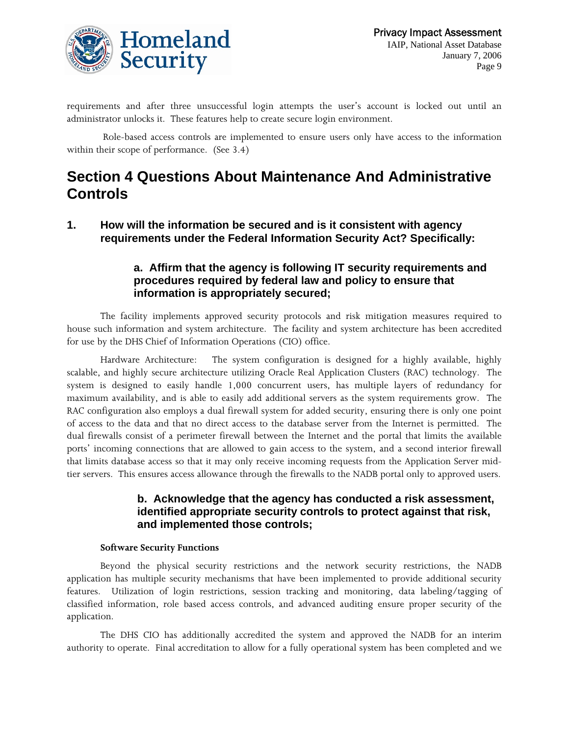requirements and after three unsuccessful login attempts the user's account is locked out until an administrator unlocks it. These features help to create secure login environment.

Role-based access controls are implemented to ensure users only have access to the information within their scope of performance. (See 3.4)

# Section 4 Questions About Maintenance And Administrative Controls

### 1. How will the information be secured and is it consistent with agency requirements under the Federal Information Security Act? Specifically:

#### a. Affirm that the agency is following IT security requirements and procedures required by federal law and policy to ensure that information is appropriately secured;

The facility implements approved security protocols and risk mitigation measures required to house such information and system architecture. The facility and system architecture has been accredited for use by the DHS Chief of Information Operations (CIO) office.

Hardware Architecture: The system configuration is designed for a highly available, highly scalable, and highly secure architecture utilizing Oracle Real Application Clusters (RAC) technology. The system is designed to easily handle 1,000 concurrent users, has multiple layers of redundancy for maximum availability, and is able to easily add additional servers as the system requirements grow. The RAC configuration also employs a dual firewall system for added security, ensuring there is only one point of access to the data and that no direct access to the database server from the Internet is permitted. The dual firewalls consist of a perimeter firewall between the Internet and the portal that limits the available ports' incoming connections that are allowed to gain access to the system, and a second interior firewall that limits database access so that it may only receive incoming requests from the Application Server mid-tier servers. This ensures access allowance through the firewalls to the NADB portal only to approved users.

#### b. Acknowledge that the agency has conducted a risk assessment, identified appropriate security controls to protect against that risk, and implemented those controls;

**Software Security Functions**

Beyond the physical security restrictions and the network security restrictions, the NADB application has multiple security mechanisms that have been implemented to provide additional security features. Utilization of login restrictions, session tracking and monitoring, data labeling/tagging of classified information, role based access controls, and advanced auditing ensure proper security of the application.

The DHS CIO has additionally accredited the system and approved the NADB for an interim authority to operate. Final accreditation to allow for a fully operational system has been completed and we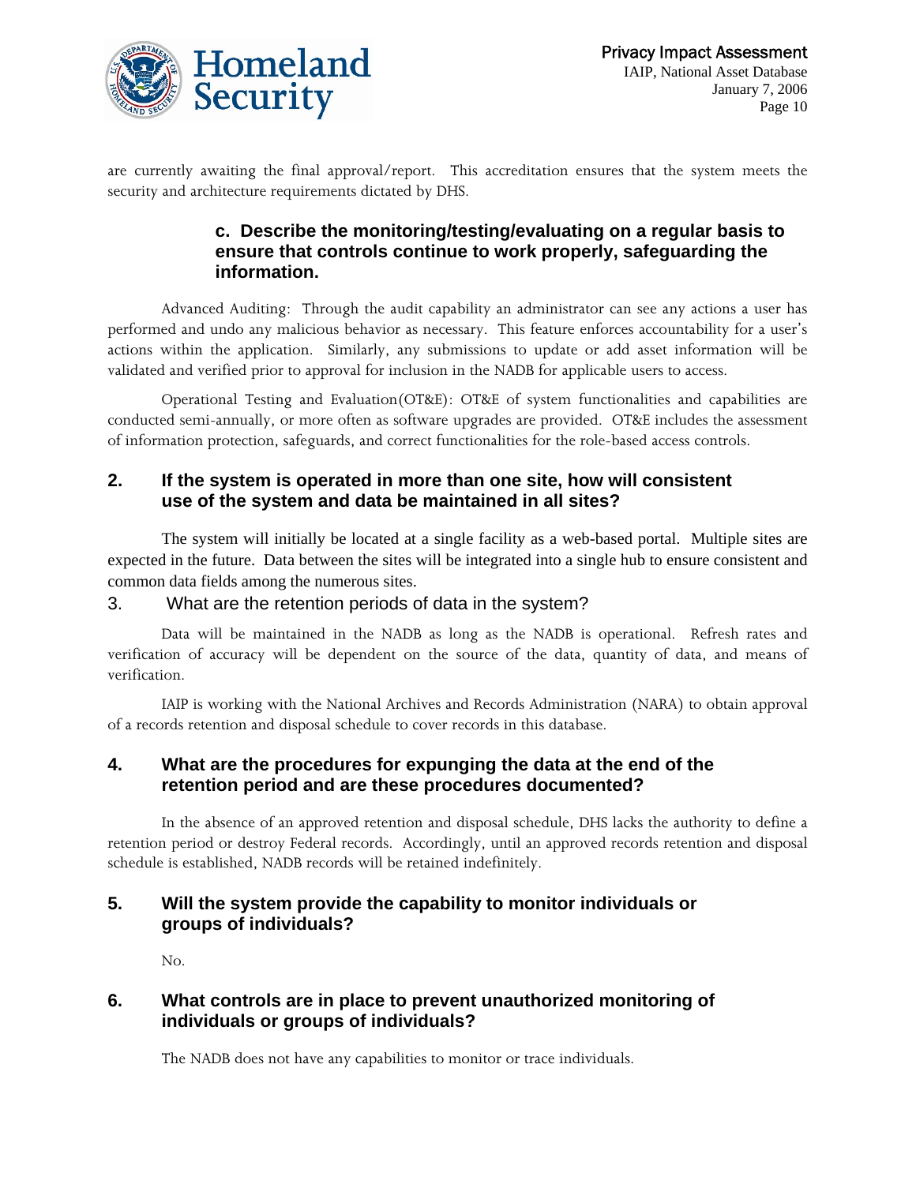are currently awaiting the final approval/report. This accreditation ensures that the system meets the security and architecture requirements dictated by DHS.

#### c. Describe the monitoring/testing/evaluating on a regular basis to ensure that controls continue to work properly, safeguarding the information.

Advanced Auditing: Through the audit capability an administrator can see any actions a user has performed and undo any malicious behavior as necessary. This feature enforces accountability for a user's actions within the application. Similarly, any submissions to update or add asset information will be validated and verified prior to approval for inclusion in the NADB for applicable users to access.

Operational Testing and Evaluation(OT&E): OT&E of system functionalities and capabilities are conducted semi-annually, or more often as software upgrades are provided. OT&E includes the assessment of information protection, safeguards, and correct functionalities for the role-based access controls.

### 2. If the system is operated in more than one site, how will consistent use of the system and data be maintained in all sites?

The system will initially be located at a single facility as a web-based portal. Multiple sites are expected in the future. Data between the sites will be integrated into a single hub to ensure consistent and common data fields among the numerous sites.

### 3. What are the retention periods of data in the system?

Data will be maintained in the NADB as long as the NADB is operational. Refresh rates and verification of accuracy will be dependent on the source of the data, quantity of data, and means of verification.

IAIP is working with the National Archives and Records Administration (NARA) to obtain approval of a records retention and disposal schedule to cover records in this database.

### 4. What are the procedures for expunging the data at the end of the retention period and are these procedures documented?

In the absence of an approved retention and disposal schedule, DHS lacks the authority to define a retention period or destroy Federal records. Accordingly, until an approved records retention and disposal schedule is established, NADB records will be retained indefinitely.

### 5. Will the system provide the capability to monitor individuals or groups of individuals?

No.

### 6. What controls are in place to prevent unauthorized monitoring of individuals or groups of individuals?

The NADB does not have any capabilities to monitor or trace individuals.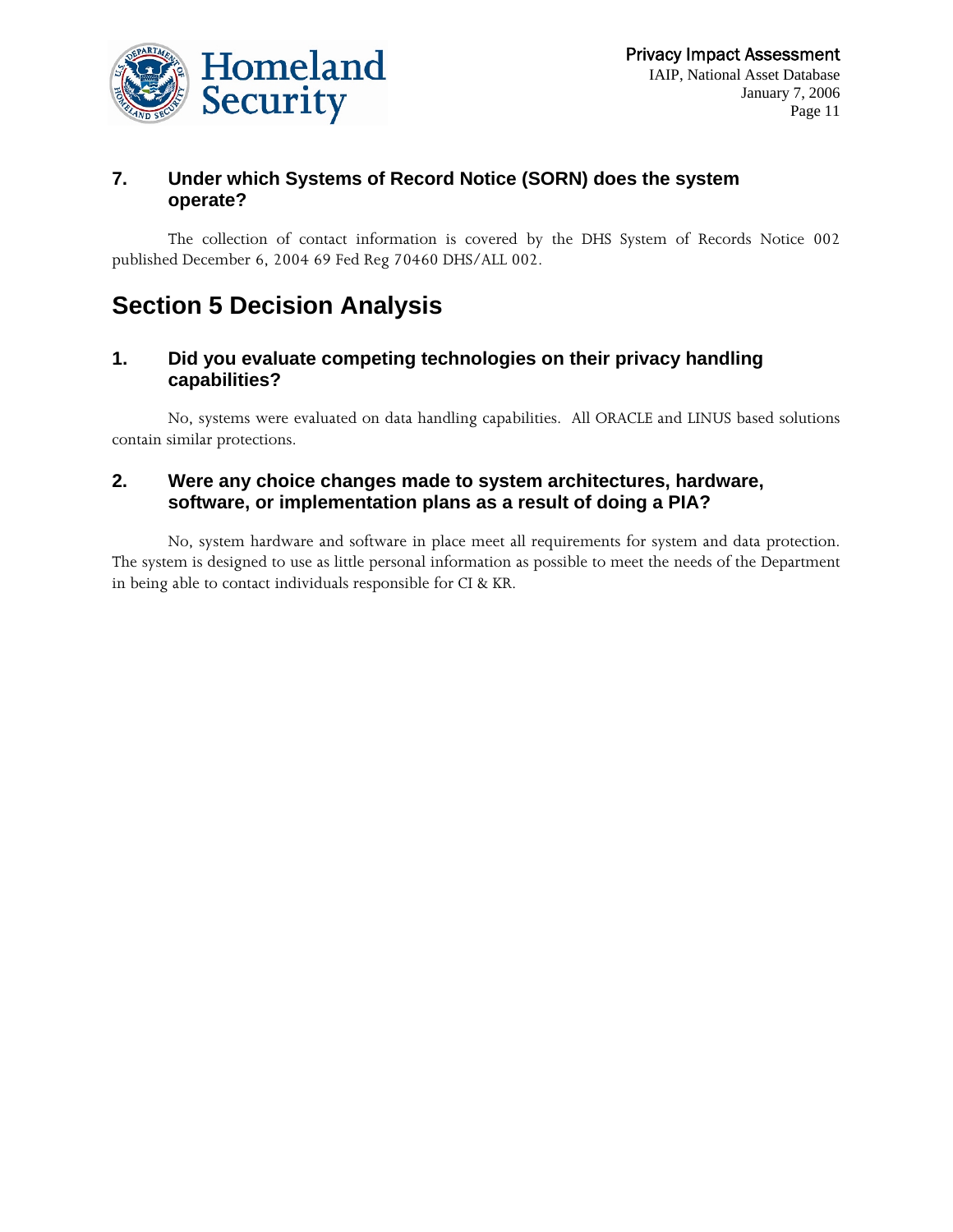### 7. Under which Systems of Record Notice (SORN) does the system operate?

The collection of contact information is covered by the DHS System of Records Notice 002 published December 6, 2004 69 Fed Reg 70460 DHS/ALL 002.

## Section 5 Decision Analysis

### 1. Did you evaluate competing technologies on their privacy handling capabilities?

No, systems were evaluated on data handling capabilities. All ORACLE and LINUS based solutions contain similar protections.

### 2. Were any choice changes made to system architectures, hardware, software, or implementation plans as a result of doing a PIA?

No, system hardware and software in place meet all requirements for system and data protection. The system is designed to use as little personal information as possible to meet the needs of the Department in being able to contact individuals responsible for CI & KR.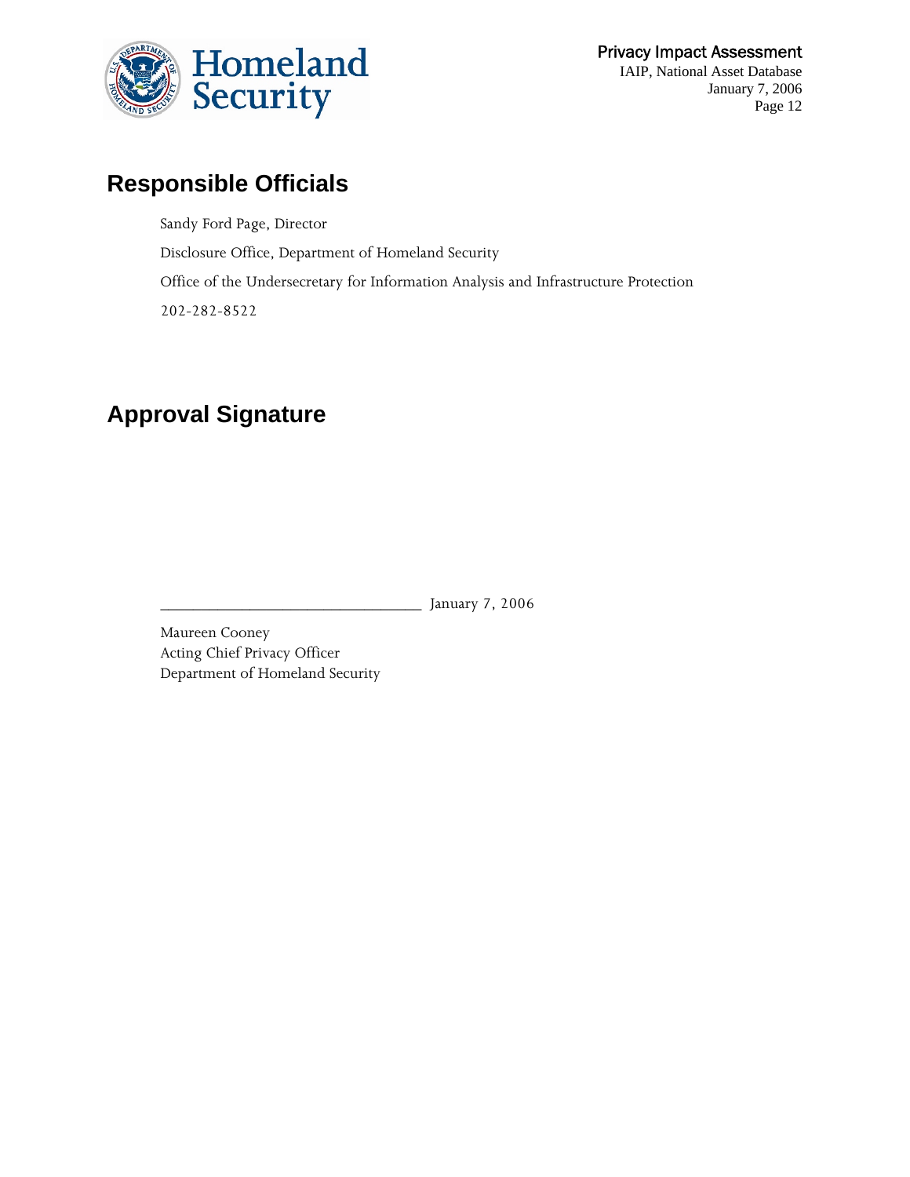## Responsible Officials

Sandy Ford Page, Director

Disclosure Office, Department of Homeland Security

Office of the Undersecretary for Information Analysis and Infrastructure Protection

202-282-8522

## Approval Signature

________________________________ January 7, 2006

Maureen Cooney
Acting Chief Privacy Officer
Department of Homeland Security